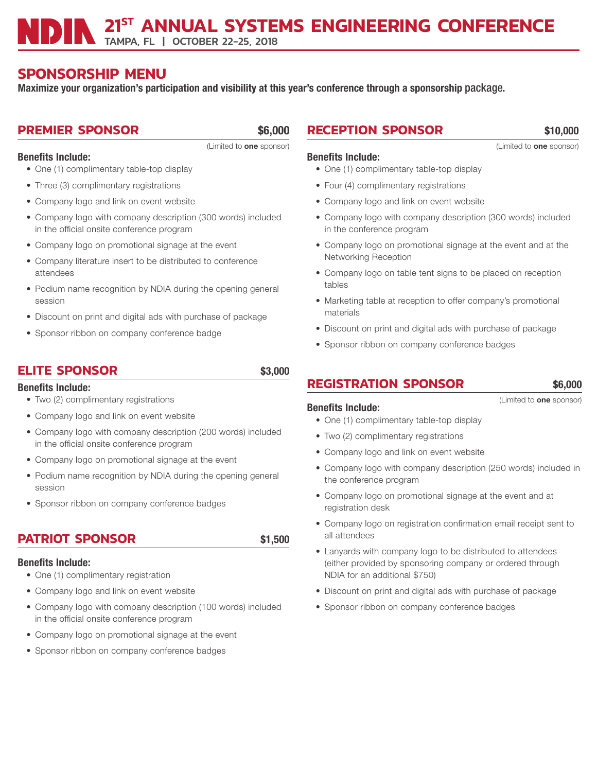# NDIA 21ST ANNUAL SYSTEMS ENGINEERING CONFERENCE

**TAMPA, FL | OCTOBER 22-25, 2018**

## SPONSORSHIP MENU

**Maximize your organization's participation and visibility at this year's conference through a sponsorship package.**

### PREMIER SPONSOR — $6,000

(Limited to **one** sponsor)

**Benefits Include:**

- One (1) complimentary table-top display
- Three (3) complimentary registrations
- Company logo and link on event website
- Company logo with company description (300 words) included in the official onsite conference program
- Company logo on promotional signage at the event
- Company literature insert to be distributed to conference attendees
- Podium name recognition by NDIA during the opening general session
- Discount on print and digital ads with purchase of package
- Sponsor ribbon on company conference badge

### ELITE SPONSOR — $3,000

**Benefits Include:**

- Two (2) complimentary registrations
- Company logo and link on event website
- Company logo with company description (200 words) included in the official onsite conference program
- Company logo on promotional signage at the event
- Podium name recognition by NDIA during the opening general session
- Sponsor ribbon on company conference badges

### PATRIOT SPONSOR — $1,500

**Benefits Include:**

- One (1) complimentary registration
- Company logo and link on event website
- Company logo with company description (100 words) included in the official onsite conference program
- Company logo on promotional signage at the event
- Sponsor ribbon on company conference badges

### RECEPTION SPONSOR — $10,000

(Limited to **one** sponsor)

**Benefits Include:**

- One (1) complimentary table-top display
- Four (4) complimentary registrations
- Company logo and link on event website
- Company logo with company description (300 words) included in the conference program
- Company logo on promotional signage at the event and at the Networking Reception
- Company logo on table tent signs to be placed on reception tables
- Marketing table at reception to offer company's promotional materials
- Discount on print and digital ads with purchase of package
- Sponsor ribbon on company conference badges

### REGISTRATION SPONSOR — $6,000

(Limited to **one** sponsor)

**Benefits Include:**

- One (1) complimentary table-top display
- Two (2) complimentary registrations
- Company logo and link on event website
- Company logo with company description (250 words) included in the conference program
- Company logo on promotional signage at the event and at registration desk
- Company logo on registration confirmation email receipt sent to all attendees
- Lanyards with company logo to be distributed to attendees (either provided by sponsoring company or ordered through NDIA for an additional $750)
- Discount on print and digital ads with purchase of package
- Sponsor ribbon on company conference badges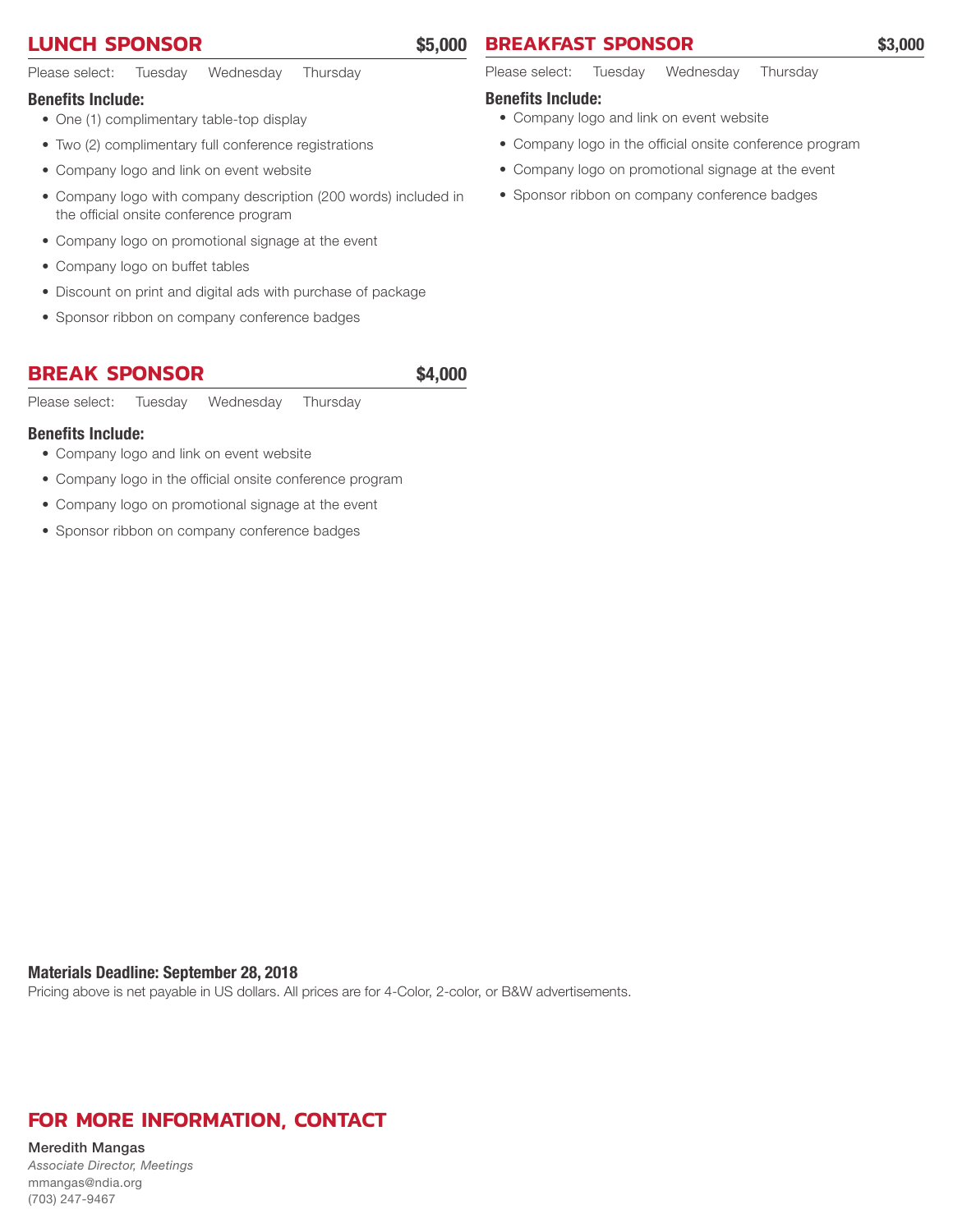## LUNCH SPONSOR $5,000

Please select: Tuesday Wednesday Thursday

**Benefits Include:**

- One (1) complimentary table-top display
- Two (2) complimentary full conference registrations
- Company logo and link on event website
- Company logo with company description (200 words) included in the official onsite conference program
- Company logo on promotional signage at the event
- Company logo on buffet tables
- Discount on print and digital ads with purchase of package
- Sponsor ribbon on company conference badges

## BREAK SPONSOR $4,000

Please select: Tuesday Wednesday Thursday

**Benefits Include:**

- Company logo and link on event website
- Company logo in the official onsite conference program
- Company logo on promotional signage at the event
- Sponsor ribbon on company conference badges

## BREAKFAST SPONSOR $3,000

Please select: Tuesday Wednesday Thursday

**Benefits Include:**

- Company logo and link on event website
- Company logo in the official onsite conference program
- Company logo on promotional signage at the event
- Sponsor ribbon on company conference badges

**Materials Deadline: September 28, 2018**

Pricing above is net payable in US dollars. All prices are for 4-Color, 2-color, or B&W advertisements.

## FOR MORE INFORMATION, CONTACT

Meredith Mangas
*Associate Director, Meetings*
mmangas@ndia.org
(703) 247-9467